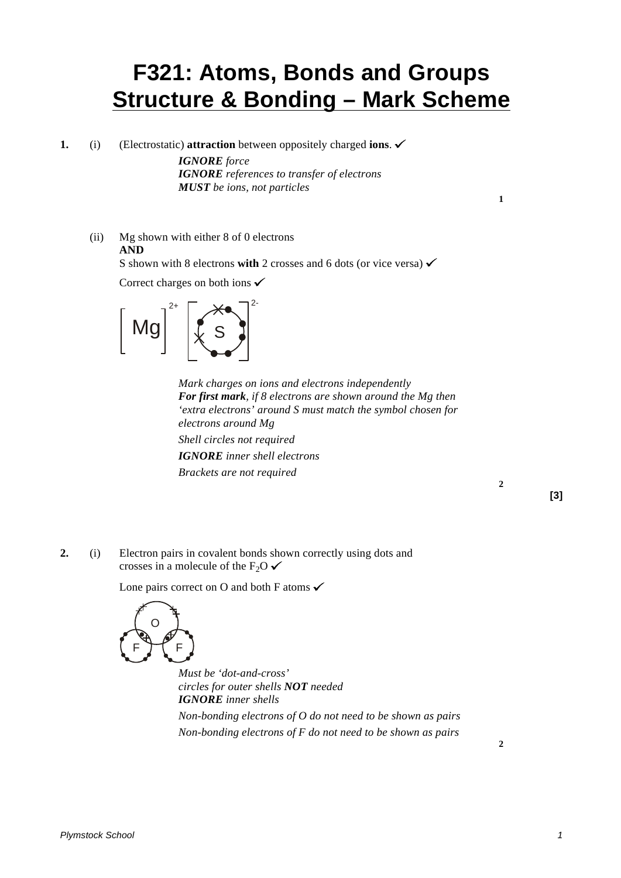# F321: Atoms, Bonds and Groups
# Structure & Bonding – Mark Scheme

**1.** (i) (Electrostatic) **attraction** between oppositely charged **ions**. ✓

*IGNORE force*
*IGNORE references to transfer of electrons*
*MUST be ions, not particles*

**1**

(ii) Mg shown with either 8 of 0 electrons
**AND**
S shown with 8 electrons **with** 2 crosses and 6 dots (or vice versa) ✓

Correct charges on both ions ✓

*Mark charges on ions and electrons independently*
***For first mark**, if 8 electrons are shown around the Mg then 'extra electrons' around S must match the symbol chosen for electrons around Mg*
*Shell circles not required*
*IGNORE inner shell electrons*
*Brackets are not required*

**2**

**[3]**

**2.** (i) Electron pairs in covalent bonds shown correctly using dots and crosses in a molecule of the $F_2O$ ✓

Lone pairs correct on O and both F atoms ✓

*Must be 'dot-and-cross'*
*circles for outer shells NOT needed*
*IGNORE inner shells*
*Non-bonding electrons of O do not need to be shown as pairs*
*Non-bonding electrons of F do not need to be shown as pairs*

**2**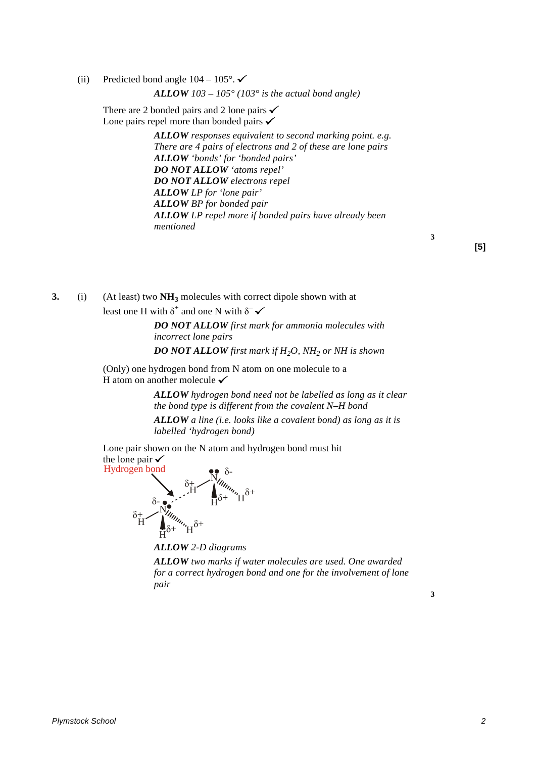(ii) Predicted bond angle 104 – 105°. ✓

*__ALLOW__ 103 – 105° (103° is the actual bond angle)*

There are 2 bonded pairs and 2 lone pairs ✓
Lone pairs repel more than bonded pairs ✓

*__ALLOW__ responses equivalent to second marking point. e.g. There are 4 pairs of electrons and 2 of these are lone pairs*
*__ALLOW__ 'bonds' for 'bonded pairs'*
*__DO NOT ALLOW__ 'atoms repel'*
*__DO NOT ALLOW__ electrons repel*
*__ALLOW__ LP for 'lone pair'*
*__ALLOW__ BP for bonded pair*
*__ALLOW__ LP repel more if bonded pairs have already been mentioned*

3

**[5]**

**3.** (i) (At least) two **$NH_3$** molecules with correct dipole shown with at least one H with $\delta^+$ and one N with $\delta^-$ ✓

*__DO NOT ALLOW__ first mark for ammonia molecules with incorrect lone pairs*

*__DO NOT ALLOW__ first mark if $H_2O$, $NH_2$ or NH is shown*

(Only) one hydrogen bond from N atom on one molecule to a H atom on another molecule ✓

*__ALLOW__ hydrogen bond need not be labelled as long as it clear the bond type is different from the covalent N–H bond*

*__ALLOW__ a line (i.e. looks like a covalent bond) as long as it is labelled 'hydrogen bond)*

Lone pair shown on the N atom and hydrogen bond must hit the lone pair ✓

Hydrogen bond

*__ALLOW__ 2-D diagrams*

*__ALLOW__ two marks if water molecules are used. One awarded for a correct hydrogen bond and one for the involvement of lone pair*

3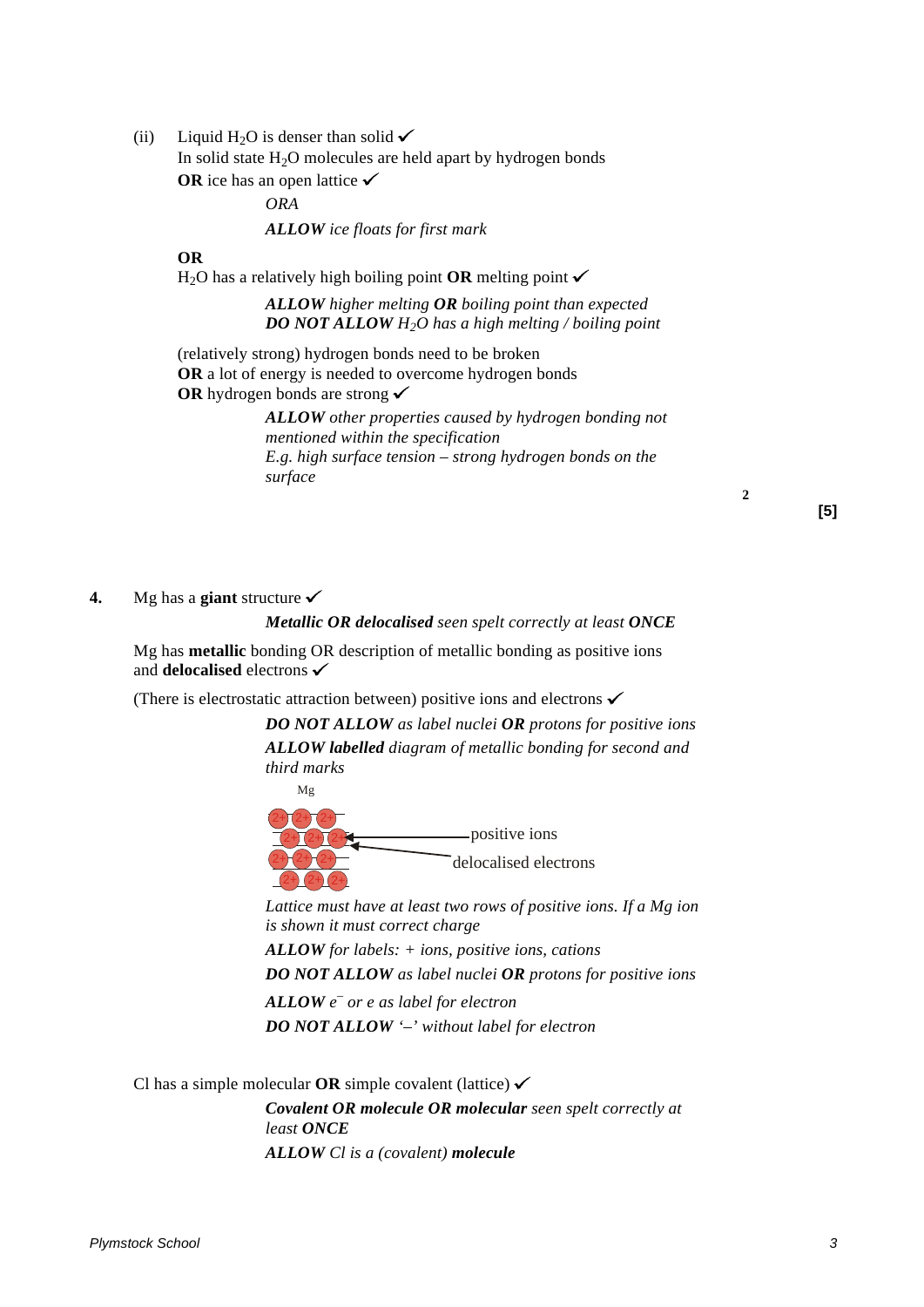(ii) Liquid $H_2O$ is denser than solid ✓
In solid state $H_2O$ molecules are held apart by hydrogen bonds
**OR** ice has an open lattice ✓

*ORA*

***ALLOW*** *ice floats for first mark*

**OR**

$H_2O$ has a relatively high boiling point **OR** melting point ✓

***ALLOW*** *higher melting* ***OR*** *boiling point than expected*
***DO NOT ALLOW*** *$H_2O$ has a high melting / boiling point*

(relatively strong) hydrogen bonds need to be broken
**OR** a lot of energy is needed to overcome hydrogen bonds
**OR** hydrogen bonds are strong ✓

***ALLOW*** *other properties caused by hydrogen bonding not mentioned within the specification*
*E.g. high surface tension – strong hydrogen bonds on the surface*

2

**[5]**

**4.** Mg has a **giant** structure ✓

***Metallic OR delocalised*** *seen spelt correctly at least* ***ONCE***

Mg has **metallic** bonding OR description of metallic bonding as positive ions and **delocalised** electrons ✓

(There is electrostatic attraction between) positive ions and electrons ✓

***DO NOT ALLOW*** *as label nuclei* ***OR*** *protons for positive ions*

***ALLOW labelled*** *diagram of metallic bonding for second and third marks*

Mg

positive ions

delocalised electrons

*Lattice must have at least two rows of positive ions. If a Mg ion is shown it must correct charge*

***ALLOW*** *for labels: + ions, positive ions, cations*

***DO NOT ALLOW*** *as label nuclei* ***OR*** *protons for positive ions*

***ALLOW*** *$e^-$ or e as label for electron*

***DO NOT ALLOW*** *'–' without label for electron*

Cl has a simple molecular **OR** simple covalent (lattice) ✓

***Covalent OR molecule OR molecular*** *seen spelt correctly at least* ***ONCE***

***ALLOW*** *Cl is a (covalent)* ***molecule***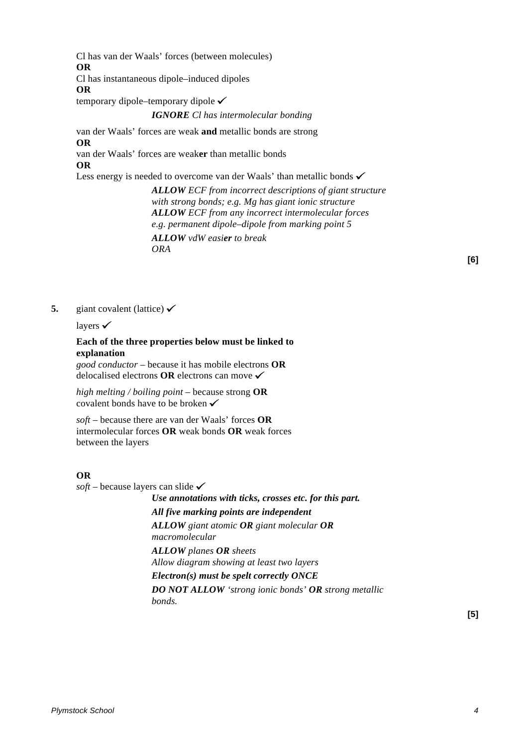Cl has van der Waals' forces (between molecules)
**OR**
Cl has instantaneous dipole–induced dipoles
**OR**
temporary dipole–temporary dipole ✓

*__IGNORE__ Cl has intermolecular bonding*

van der Waals' forces are weak **and** metallic bonds are strong
**OR**
van der Waals' forces are weak**er** than metallic bonds
**OR**
Less energy is needed to overcome van der Waals' than metallic bonds ✓

*__ALLOW__ ECF from incorrect descriptions of giant structure with strong bonds; e.g. Mg has giant ionic structure*
*__ALLOW__ ECF from any incorrect intermolecular forces e.g. permanent dipole–dipole from marking point 5*

*__ALLOW__ vdW easi**er** to break*
*ORA*

**[6]**

**5.** giant covalent (lattice) ✓

layers ✓

**Each of the three properties below must be linked to explanation**

*good conductor* – because it has mobile electrons **OR** delocalised electrons **OR** electrons can move ✓

*high melting / boiling point* – because strong **OR** covalent bonds have to be broken ✓

*soft* – because there are van der Waals' forces **OR** intermolecular forces **OR** weak bonds **OR** weak forces between the layers

**OR**
*soft* – because layers can slide ✓

***Use annotations with ticks, crosses etc. for this part.***

***All five marking points are independent***

*__ALLOW__ giant atomic __OR__ giant molecular __OR__ macromolecular*

*__ALLOW__ planes __OR__ sheets*
*Allow diagram showing at least two layers*

***Electron(s) must be spelt correctly ONCE***

*__DO NOT ALLOW__ 'strong ionic bonds' __OR__ strong metallic bonds.*

**[5]**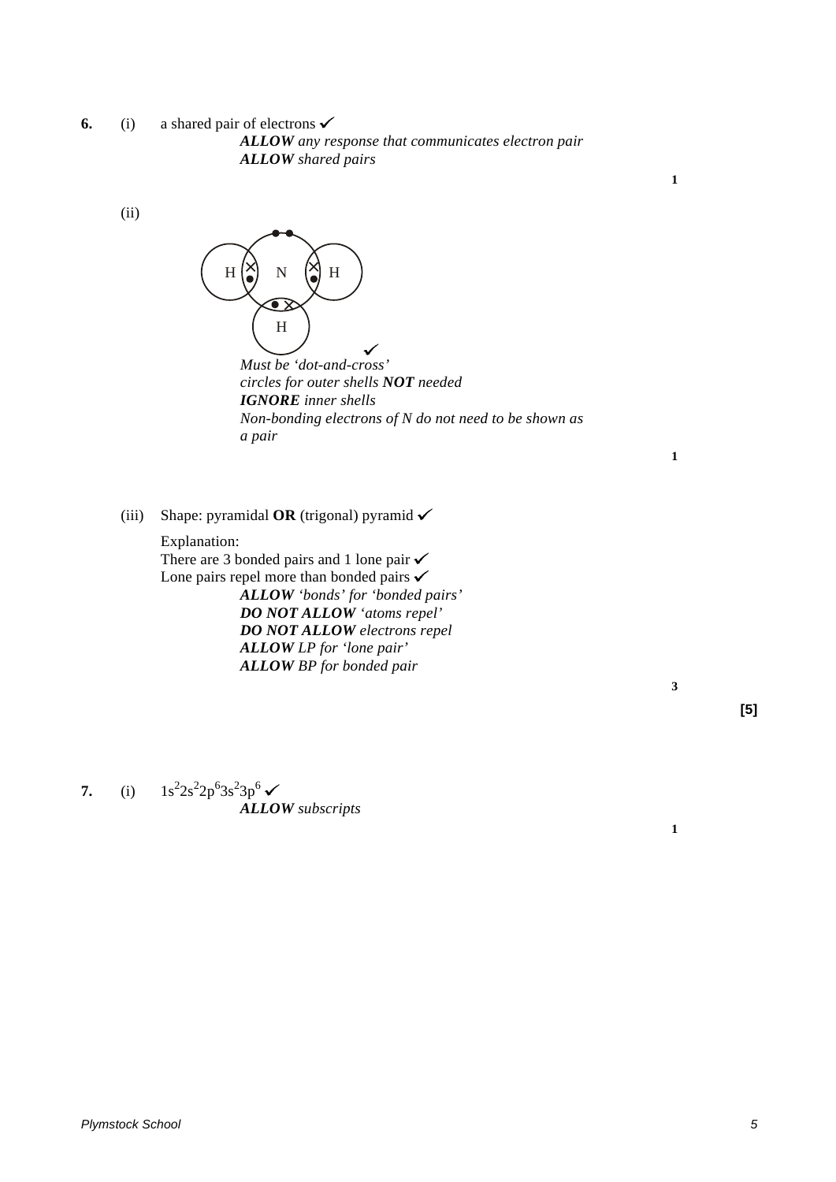**6.** (i) a shared pair of electrons ✓

*ALLOW any response that communicates electron pair*
*ALLOW shared pairs*

**1**

(ii)

✓

*Must be 'dot-and-cross'*
*circles for outer shells NOT needed*
*IGNORE inner shells*
*Non-bonding electrons of N do not need to be shown as a pair*

**1**

(iii) Shape: pyramidal **OR** (trigonal) pyramid ✓

Explanation:
There are 3 bonded pairs and 1 lone pair ✓
Lone pairs repel more than bonded pairs ✓

***ALLOW*** *'bonds' for 'bonded pairs'*
***DO NOT ALLOW*** *'atoms repel'*
***DO NOT ALLOW*** *electrons repel*
***ALLOW*** *LP for 'lone pair'*
***ALLOW*** *BP for bonded pair*

**3**

**[5]**

**7.** (i) $1s^22s^22p^63s^23p^6$ ✓

***ALLOW*** *subscripts*

**1**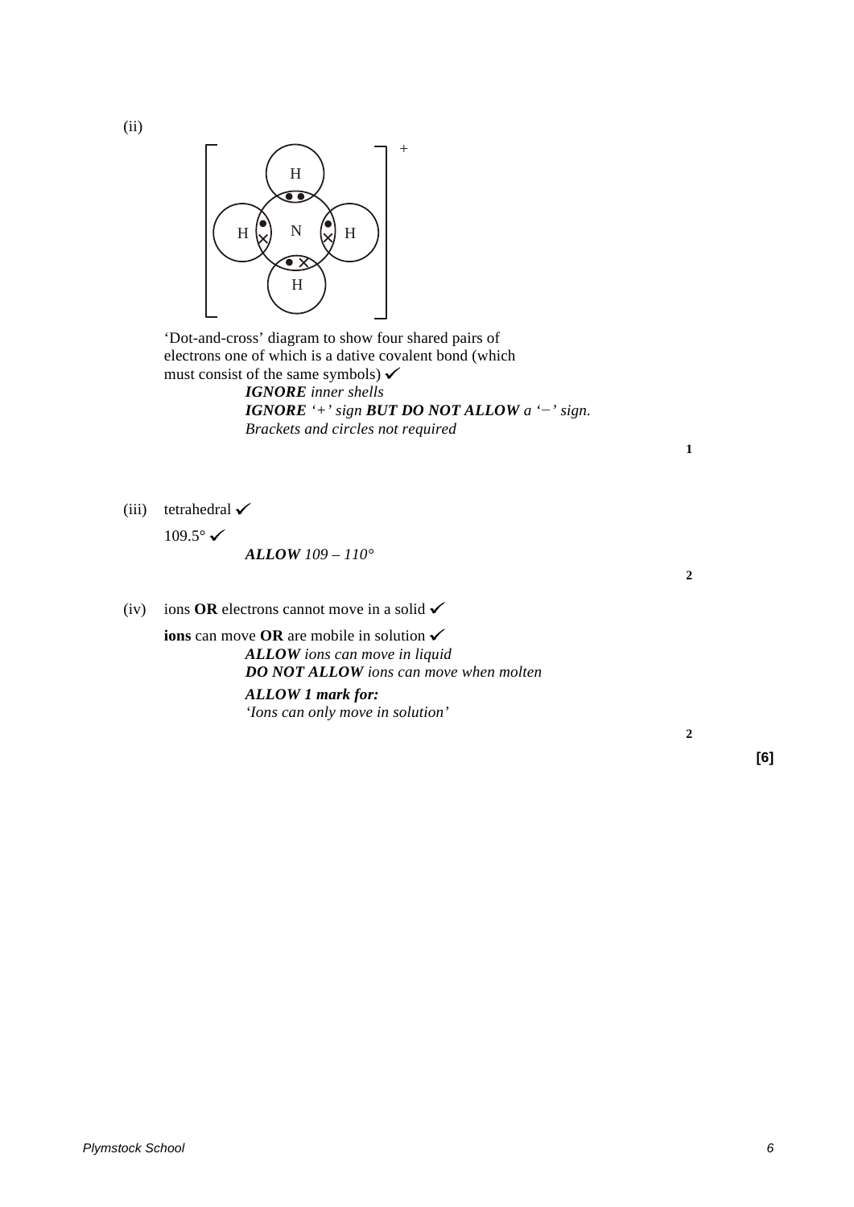(ii)

'Dot-and-cross' diagram to show four shared pairs of electrons one of which is a dative covalent bond (which must consist of the same symbols) ✓

*IGNORE inner shells*
***IGNORE** '+' sign **BUT DO NOT ALLOW** a '−' sign.*
*Brackets and circles not required*

**1**

(iii) tetrahedral ✓

109.5° ✓

***ALLOW** 109 – 110°*

**2**

(iv) ions **OR** electrons cannot move in a solid ✓

**ions** can move **OR** are mobile in solution ✓

***ALLOW** ions can move in liquid*
***DO NOT ALLOW** ions can move when molten*

***ALLOW 1 mark for:***
*'Ions can only move in solution'*

**2**

**[6]**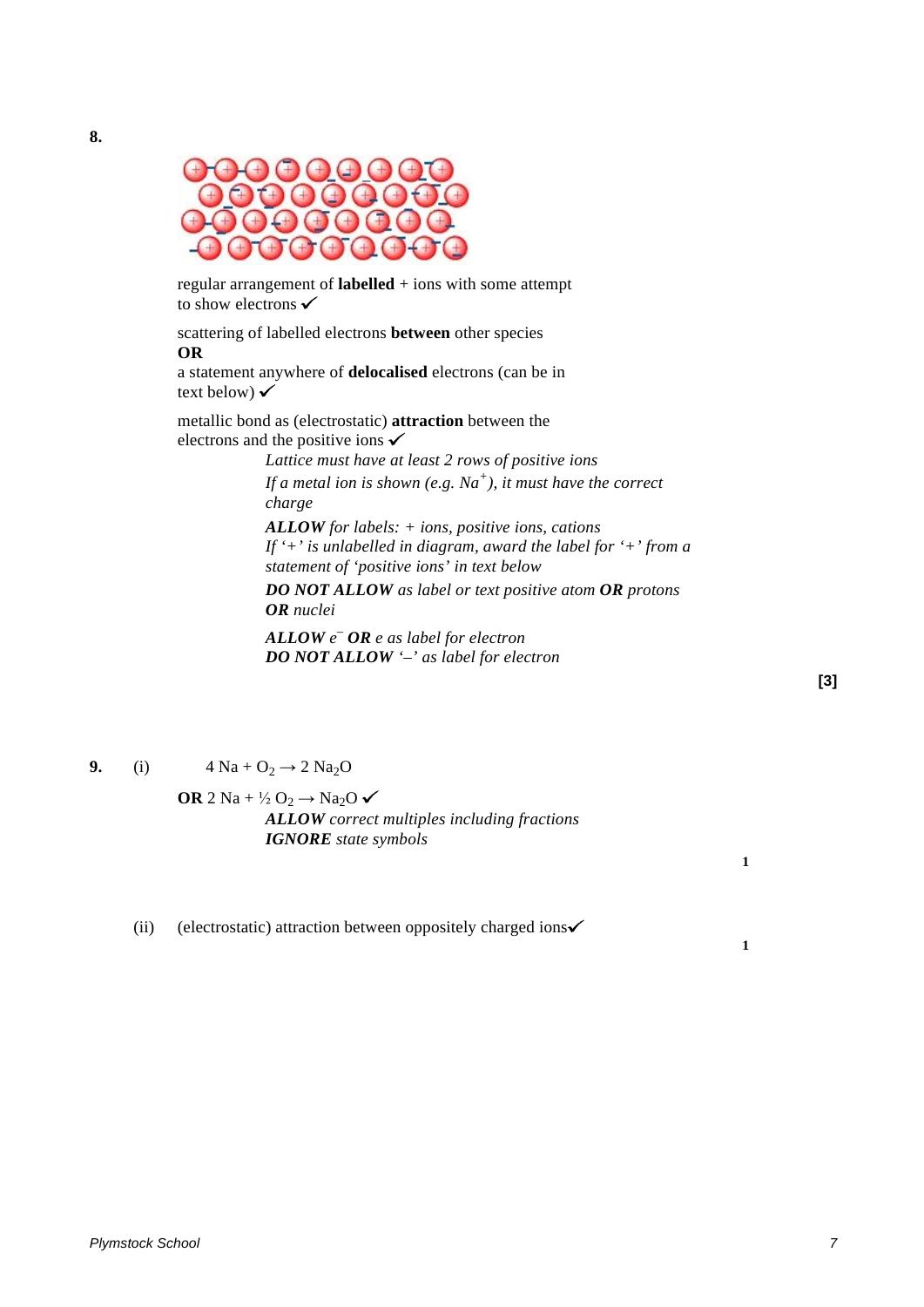**8.**

regular arrangement of **labelled** + ions with some attempt to show electrons ✓

scattering of labelled electrons **between** other species
**OR**
a statement anywhere of **delocalised** electrons (can be in text below) ✓

metallic bond as (electrostatic) **attraction** between the electrons and the positive ions ✓

*Lattice must have at least 2 rows of positive ions*
*If a metal ion is shown (e.g. $Na^+$), it must have the correct charge*

***ALLOW*** *for labels: + ions, positive ions, cations*
*If '+' is unlabelled in diagram, award the label for '+' from a statement of 'positive ions' in text below*

***DO NOT ALLOW*** *as label or text positive atom* ***OR*** *protons* ***OR*** *nuclei*

***ALLOW*** *$e^-$* ***OR*** *e as label for electron*
***DO NOT ALLOW*** *'–' as label for electron*

**[3]**

**9.** (i) $4\ Na + O_2 \rightarrow 2\ Na_2O$

**OR** $2\ Na + \frac{1}{2}\ O_2 \rightarrow Na_2O$ ✓

***ALLOW*** *correct multiples including fractions*
***IGNORE*** *state symbols*

**1**

(ii) (electrostatic) attraction between oppositely charged ions ✓

**1**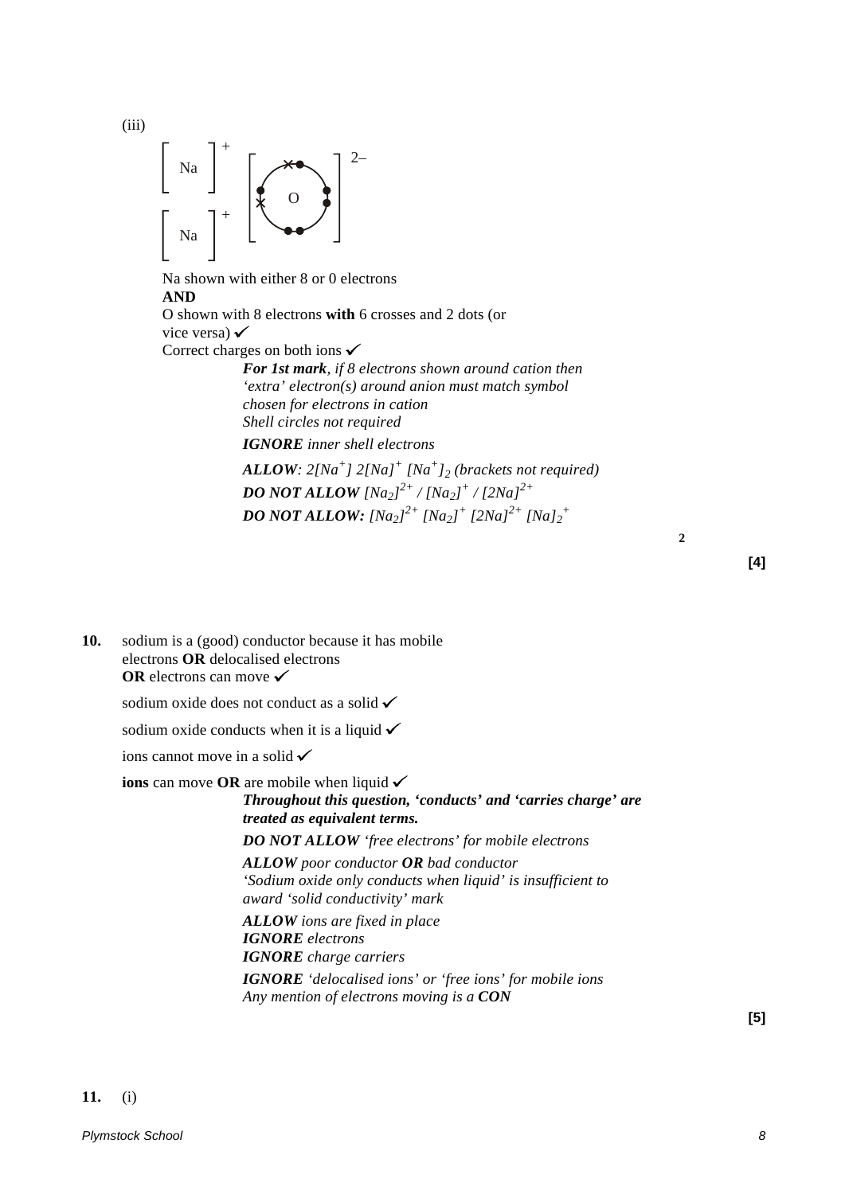(iii)

$[Na]^+$ $[Na]^+$ $[O]^{2-}$

Na shown with either 8 or 0 electrons
**AND**
O shown with 8 electrons **with** 6 crosses and 2 dots (or vice versa) ✓
Correct charges on both ions ✓

> ***For 1st mark**, if 8 electrons shown around cation then 'extra' electron(s) around anion must match symbol chosen for electrons in cation*
> *Shell circles not required*
>
> ***IGNORE** inner shell electrons*
>
> ***ALLOW**: $2[Na^+]$ $2[Na]^+$ $[Na^+]_2$ (brackets not required)*
> ***DO NOT ALLOW** $[Na_2]^{2+}$ / $[Na_2]^+$ / $[2Na]^{2+}$*
> ***DO NOT ALLOW:** $[Na_2]^{2+}$ $[Na_2]^+$ $[2Na]^{2+}$ $[Na]_2^+$*

**2**

**[4]**

**10.** sodium is a (good) conductor because it has mobile electrons **OR** delocalised electrons
**OR** electrons can move ✓

sodium oxide does not conduct as a solid ✓

sodium oxide conducts when it is a liquid ✓

ions cannot move in a solid ✓

**ions** can move **OR** are mobile when liquid ✓

> ***Throughout this question, 'conducts' and 'carries charge' are treated as equivalent terms.***
>
> ***DO NOT ALLOW** 'free electrons' for mobile electrons*
>
> ***ALLOW** poor conductor **OR** bad conductor*
> *'Sodium oxide only conducts when liquid' is insufficient to award 'solid conductivity' mark*
>
> ***ALLOW** ions are fixed in place*
> ***IGNORE** electrons*
> ***IGNORE** charge carriers*
>
> ***IGNORE** 'delocalised ions' or 'free ions' for mobile ions*
> *Any mention of electrons moving is a **CON***

**[5]**

**11.** (i)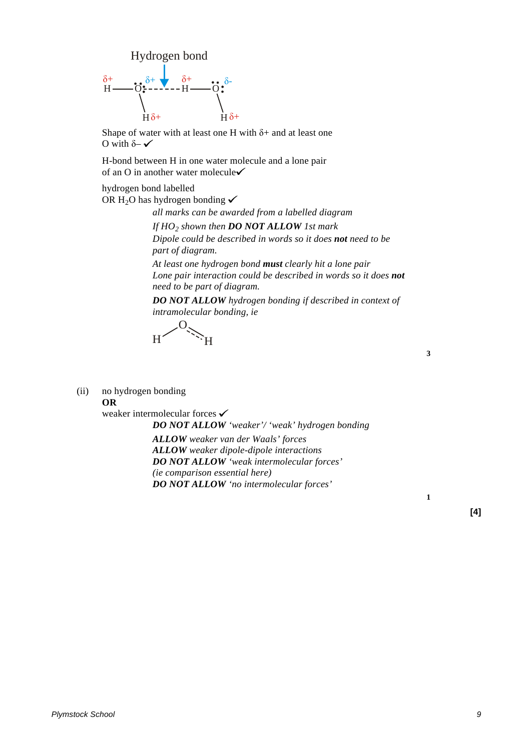Hydrogen bond

Shape of water with at least one H with δ+ and at least one O with δ– ✓

H-bond between H in one water molecule and a lone pair of an O in another water molecule✓

hydrogen bond labelled
OR $H_2O$ has hydrogen bonding ✓

*all marks can be awarded from a labelled diagram*

*If $HO_2$ shown then **DO NOT ALLOW** 1st mark*

*Dipole could be described in words so it does **not** need to be part of diagram.*

*At least one hydrogen bond **must** clearly hit a lone pair*

*Lone pair interaction could be described in words so it does **not** need to be part of diagram.*

***DO NOT ALLOW** hydrogen bonding if described in context of intramolecular bonding, ie*

3

(ii) no hydrogen bonding
**OR**
weaker intermolecular forces ✓

***DO NOT ALLOW** 'weaker'/ 'weak' hydrogen bonding*

***ALLOW** weaker van der Waals' forces*

***ALLOW** weaker dipole-dipole interactions*

***DO NOT ALLOW** 'weak intermolecular forces' (ie comparison essential here)*

***DO NOT ALLOW** 'no intermolecular forces'*

1

**[4]**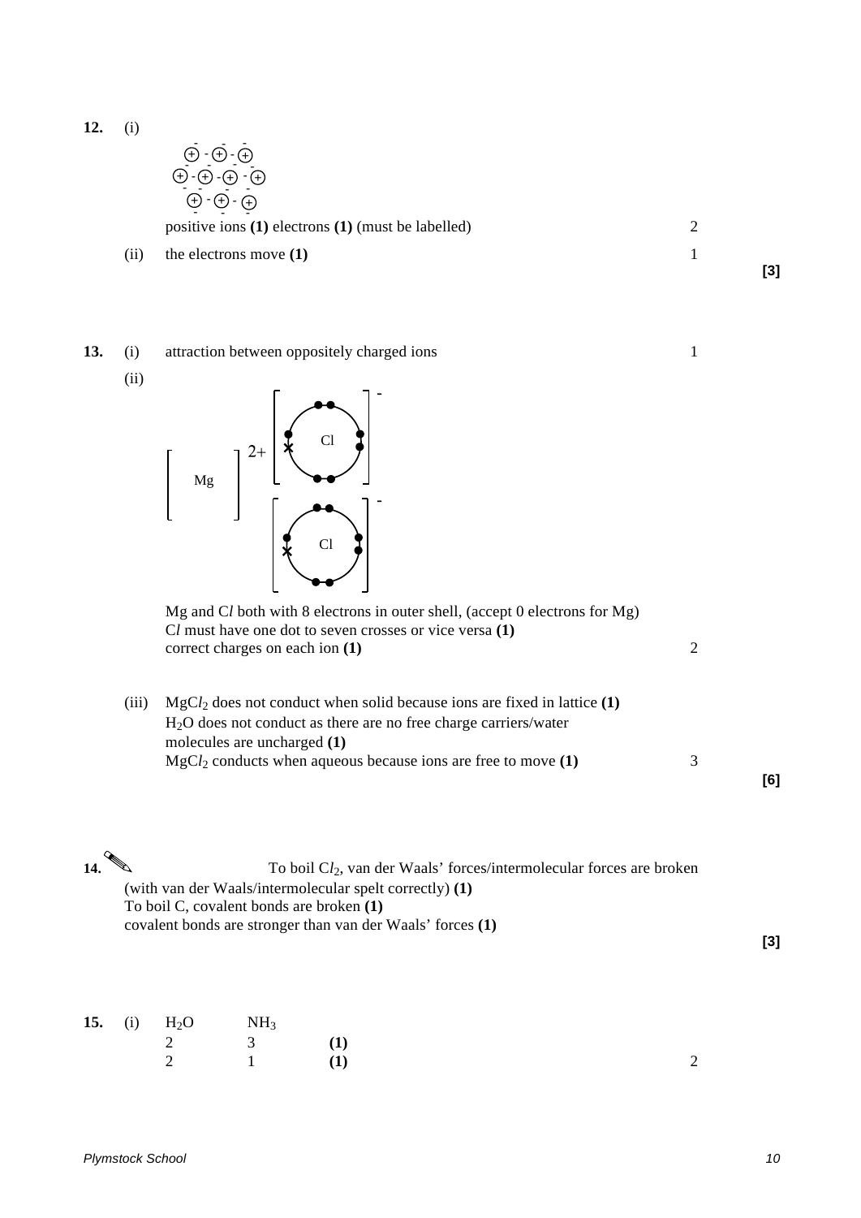**12.** (i)

positive ions **(1)** electrons **(1)** (must be labelled) — 2

(ii) the electrons move **(1)** — 1

**[3]**

**13.** (i) attraction between oppositely charged ions — 1

(ii)

Mg and C*l* both with 8 electrons in outer shell, (accept 0 electrons for Mg)
C*l* must have one dot to seven crosses or vice versa **(1)**
correct charges on each ion **(1)** — 2

(iii) $MgCl_2$ does not conduct when solid because ions are fixed in lattice **(1)**
$H_2O$ does not conduct as there are no free charge carriers/water molecules are uncharged **(1)**
$MgCl_2$ conducts when aqueous because ions are free to move **(1)** — 3

**[6]**

**14.** To boil $Cl_2$, van der Waals' forces/intermolecular forces are broken (with van der Waals/intermolecular spelt correctly) **(1)**
To boil C, covalent bonds are broken **(1)**
covalent bonds are stronger than van der Waals' forces **(1)**

**[3]**

**15.** (i)

| $H_2O$ | $NH_3$ | | |
|---|---|---|---|
| 2 | 3 | **(1)** | |
| 2 | 1 | **(1)** | 2 |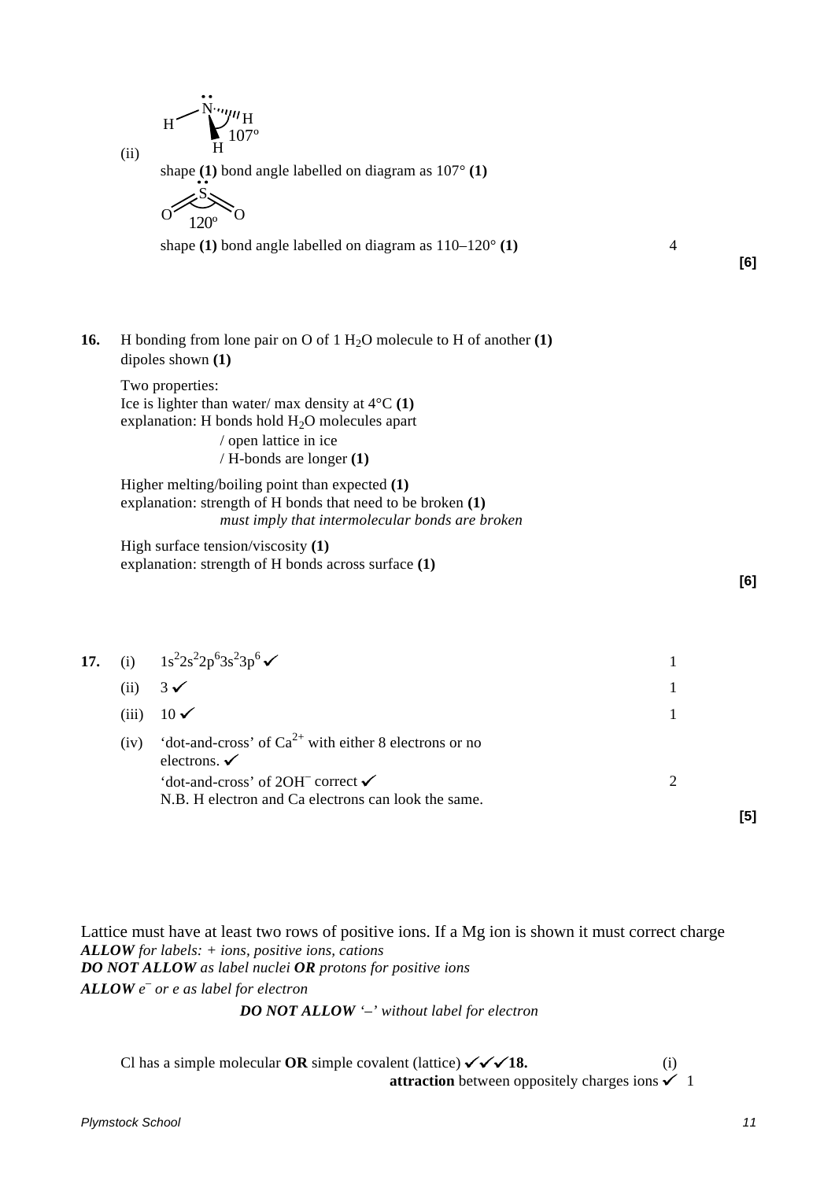(ii)

H—N(lone pair)—H, H 107°

shape **(1)** bond angle labelled on diagram as 107° **(1)**

O=S(lone pair)=O 120°

shape **(1)** bond angle labelled on diagram as 110–120° **(1)** 4

**[6]**

**16.** H bonding from lone pair on O of 1 $H_2O$ molecule to H of another **(1)**
dipoles shown **(1)**

Two properties:
Ice is lighter than water/ max density at 4°C **(1)**
explanation: H bonds hold $H_2O$ molecules apart
/ open lattice in ice
/ H-bonds are longer **(1)**

Higher melting/boiling point than expected **(1)**
explanation: strength of H bonds that need to be broken **(1)**
*must imply that intermolecular bonds are broken*

High surface tension/viscosity **(1)**
explanation: strength of H bonds across surface **(1)**

**[6]**

**17.** (i) $1s^22s^22p^63s^23p^6$ ✓ 1

(ii) 3 ✓ 1

(iii) 10 ✓ 1

(iv) 'dot-and-cross' of $Ca^{2+}$ with either 8 electrons or no electrons. ✓
'dot-and-cross' of $2OH^-$ correct ✓ 2
N.B. H electron and Ca electrons can look the same.

**[5]**

Lattice must have at least two rows of positive ions. If a Mg ion is shown it must correct charge
***ALLOW*** *for labels: + ions, positive ions, cations*
***DO NOT ALLOW*** *as label nuclei* ***OR*** *protons for positive ions*
***ALLOW*** *$e^-$ or e as label for electron*
***DO NOT ALLOW*** *'–' without label for electron*

Cl has a simple molecular **OR** simple covalent (lattice) ✓✓✓**18.** (i)
**attraction** between oppositely charges ions ✓ 1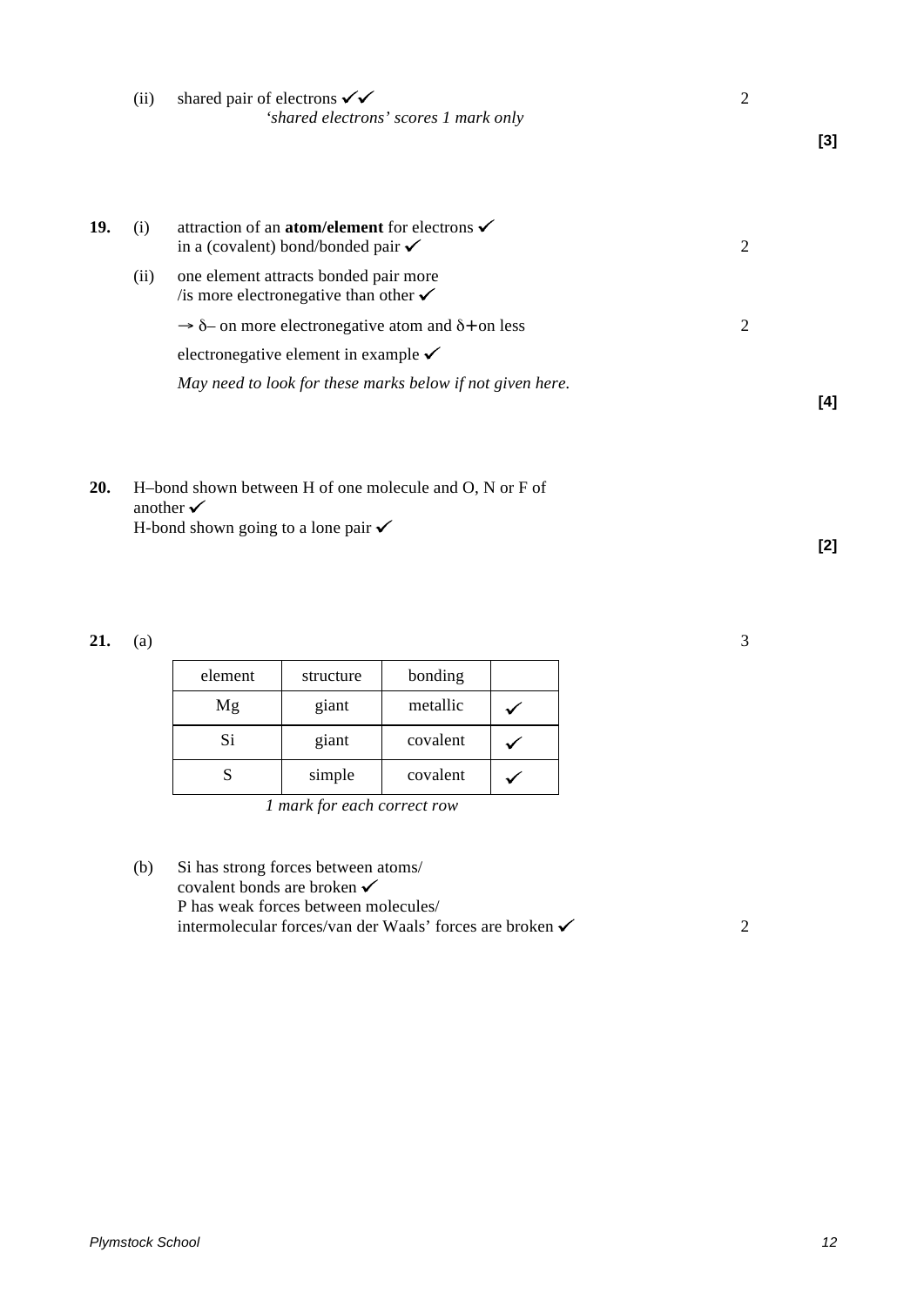(ii) shared pair of electrons ✓✓ — 2

*'shared electrons' scores 1 mark only*

**[3]**

**19.** (i) attraction of an **atom/element** for electrons ✓
in a (covalent) bond/bonded pair ✓ — 2

(ii) one element attracts bonded pair more
/is more electronegative than other ✓

→ δ– on more electronegative atom and δ+ on less
electronegative element in example ✓ — 2

*May need to look for these marks below if not given here.*

**[4]**

**20.** H–bond shown between H of one molecule and O, N or F of another ✓
H-bond shown going to a lone pair ✓

**[2]**

**21.** (a) — 3

| element | structure | bonding | |
|---|---|---|---|
| Mg | giant | metallic | ✓ |
| Si | giant | covalent | ✓ |
| S | simple | covalent | ✓ |

*1 mark for each correct row*

(b) Si has strong forces between atoms/
covalent bonds are broken ✓
P has weak forces between molecules/
intermolecular forces/van der Waals' forces are broken ✓ — 2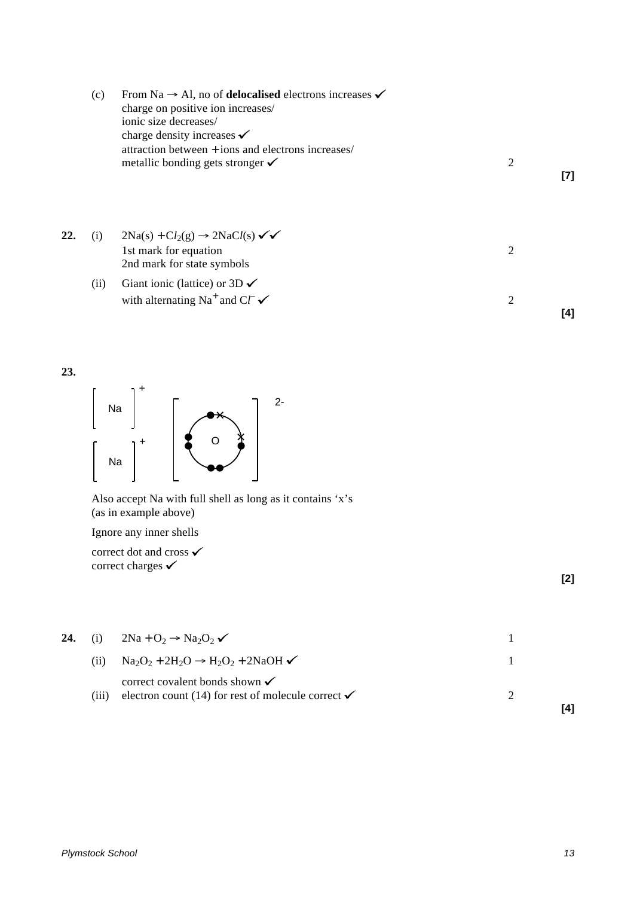(c) From Na → Al, no of **delocalised** electrons increases ✓
charge on positive ion increases/
ionic size decreases/
charge density increases ✓
attraction between + ions and electrons increases/
metallic bonding gets stronger ✓ 2

**[7]**

**22.** (i) $2Na(s) + Cl_2(g) \rightarrow 2NaCl(s)$ ✓✓
1st mark for equation 2
2nd mark for state symbols

(ii) Giant ionic (lattice) or 3D ✓
with alternating $Na^+$ and $Cl^-$ ✓ 2

**[4]**

**23.**

$[Na]^+$ $[Na]^+$ $[O]^{2-}$

Also accept Na with full shell as long as it contains 'x's
(as in example above)

Ignore any inner shells

correct dot and cross ✓
correct charges ✓

**[2]**

**24.** (i) $2Na + O_2 \rightarrow Na_2O_2$ ✓ 1

(ii) $Na_2O_2 + 2H_2O \rightarrow H_2O_2 + 2NaOH$ ✓ 1

(iii) correct covalent bonds shown ✓
electron count (14) for rest of molecule correct ✓ 2

**[4]**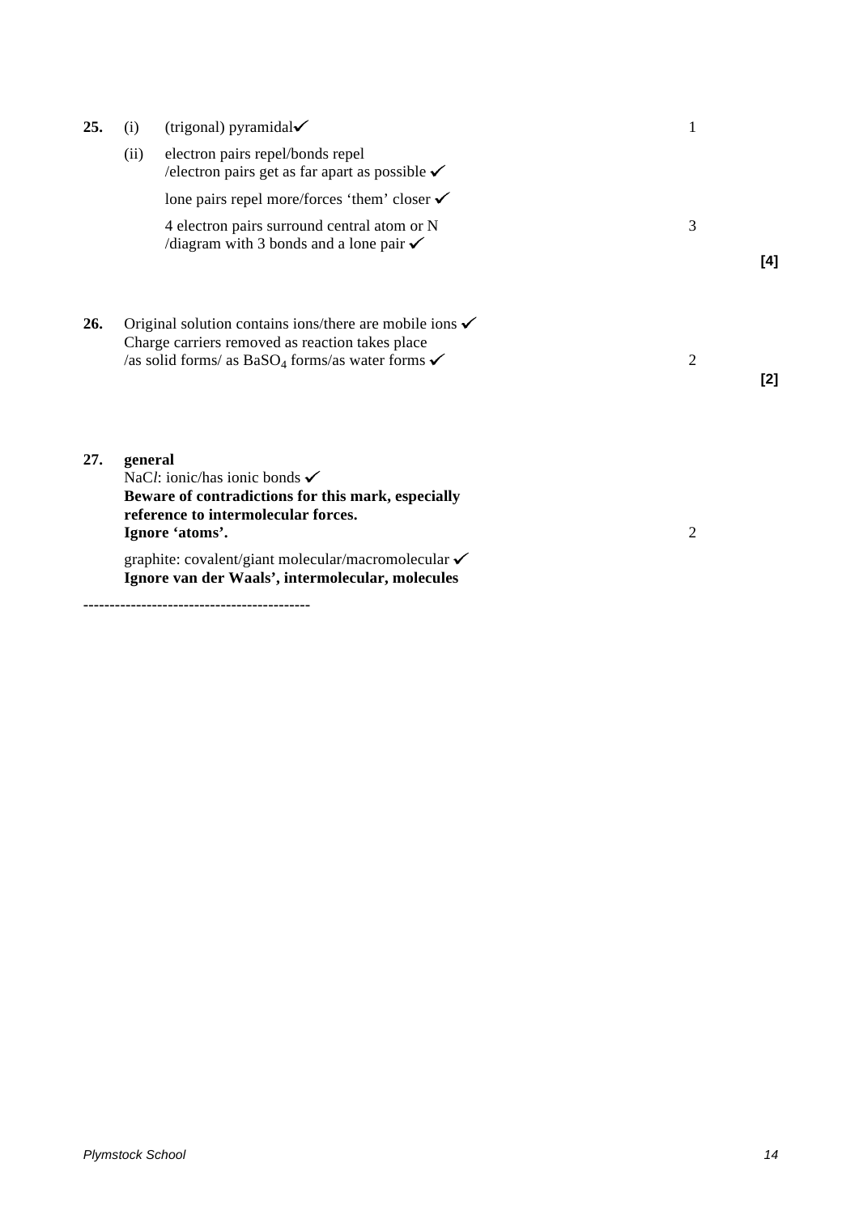| | | | | |
|---|---|---|---|---|
| **25.** | (i) | (trigonal) pyramidal✓ | 1 | |
| | (ii) | electron pairs repel/bonds repel /electron pairs get as far apart as possible ✓ | | |
| | | lone pairs repel more/forces 'them' closer ✓ | | |
| | | 4 electron pairs surround central atom or N /diagram with 3 bonds and a lone pair ✓ | 3 | |
| | | | | **[4]** |

| | | | |
|---|---|---|---|
| **26.** | Original solution contains ions/there are mobile ions ✓ Charge carriers removed as reaction takes place /as solid forms/ as $BaSO_4$ forms/as water forms ✓ | 2 | |
| | | | **[2]** |

| | | |
|---|---|---|
| **27.** | **general** | |
| | Na*Cl*: ionic/has ionic bonds ✓ **Beware of contradictions for this mark, especially reference to intermolecular forces. Ignore 'atoms'.** | 2 |
| | graphite: covalent/giant molecular/macromolecular ✓ **Ignore van der Waals', intermolecular, molecules** | |

------------------------------------------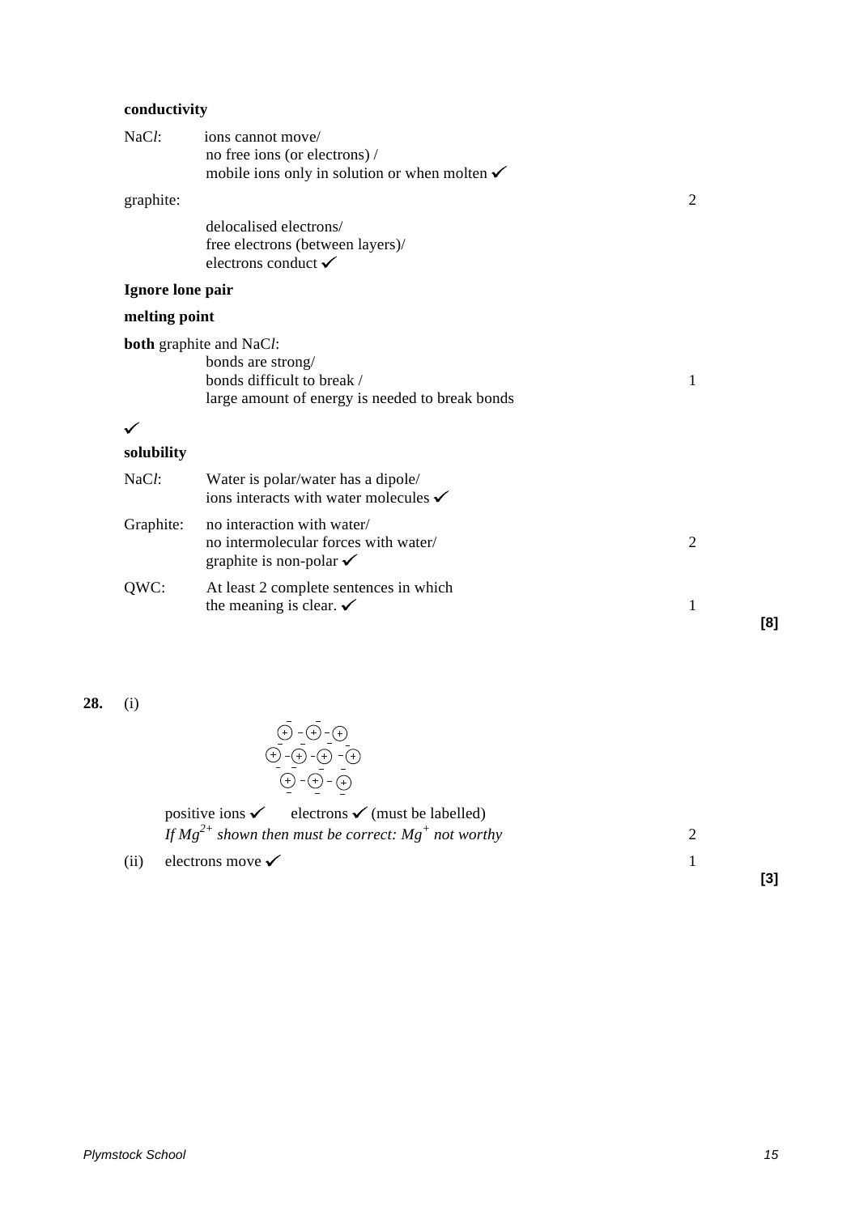**conductivity**

NaC*l*: ions cannot move/
no free ions (or electrons) /
mobile ions only in solution or when molten ✓

graphite: 2

delocalised electrons/
free electrons (between layers)/
electrons conduct ✓

**Ignore lone pair**

**melting point**

**both** graphite and NaC*l*:
bonds are strong/
bonds difficult to break / 1
large amount of energy is needed to break bonds

✓

**solubility**

NaC*l*: Water is polar/water has a dipole/
ions interacts with water molecules ✓

Graphite: no interaction with water/
no intermolecular forces with water/ 2
graphite is non-polar ✓

QWC: At least 2 complete sentences in which
the meaning is clear. ✓ 1

**[8]**

**28.** (i)

positive ions ✓ electrons ✓ (must be labelled)
*If $Mg^{2+}$ shown then must be correct: $Mg^{+}$ not worthy* 2

(ii) electrons move ✓ 1

**[3]**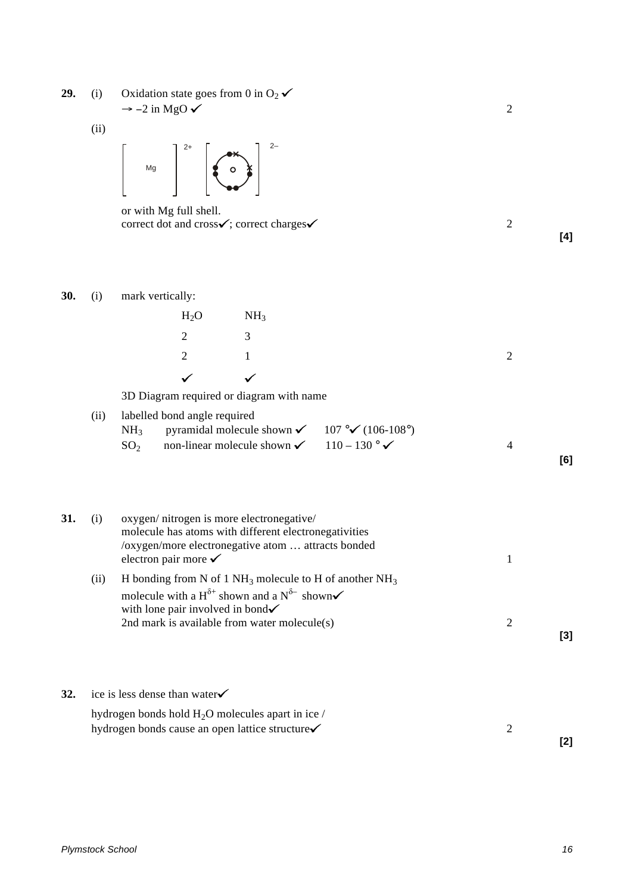**29.** (i) Oxidation state goes from 0 in $O_2$ ✓
$\rightarrow -2$ in MgO ✓ — 2

(ii) $[\text{Mg}]^{2+}$ $[\text{O}]^{2-}$

or with Mg full shell.
correct dot and cross✓; correct charges✓ — 2

**[4]**

**30.** (i) mark vertically:

| $H_2O$ | $NH_3$ |
|---|---|
| 2 | 3 |
| 2 | 1 |
| ✓ | ✓ |

2

3D Diagram required or diagram with name

(ii) labelled bond angle required
$NH_3$ pyramidal molecule shown ✓ 107 °✓ (106-108°)
$SO_2$ non-linear molecule shown ✓ 110 – 130 ° ✓ — 4

**[6]**

**31.** (i) oxygen/ nitrogen is more electronegative/
molecule has atoms with different electronegativities
/oxygen/more electronegative atom … attracts bonded
electron pair more ✓ — 1

(ii) H bonding from N of 1 $NH_3$ molecule to H of another $NH_3$
molecule with a $H^{\delta+}$ shown and a $N^{\delta-}$ shown✓
with lone pair involved in bond✓
2nd mark is available from water molecule(s) — 2

**[3]**

**32.** ice is less dense than water✓
hydrogen bonds hold $H_2O$ molecules apart in ice /
hydrogen bonds cause an open lattice structure✓ — 2

**[2]**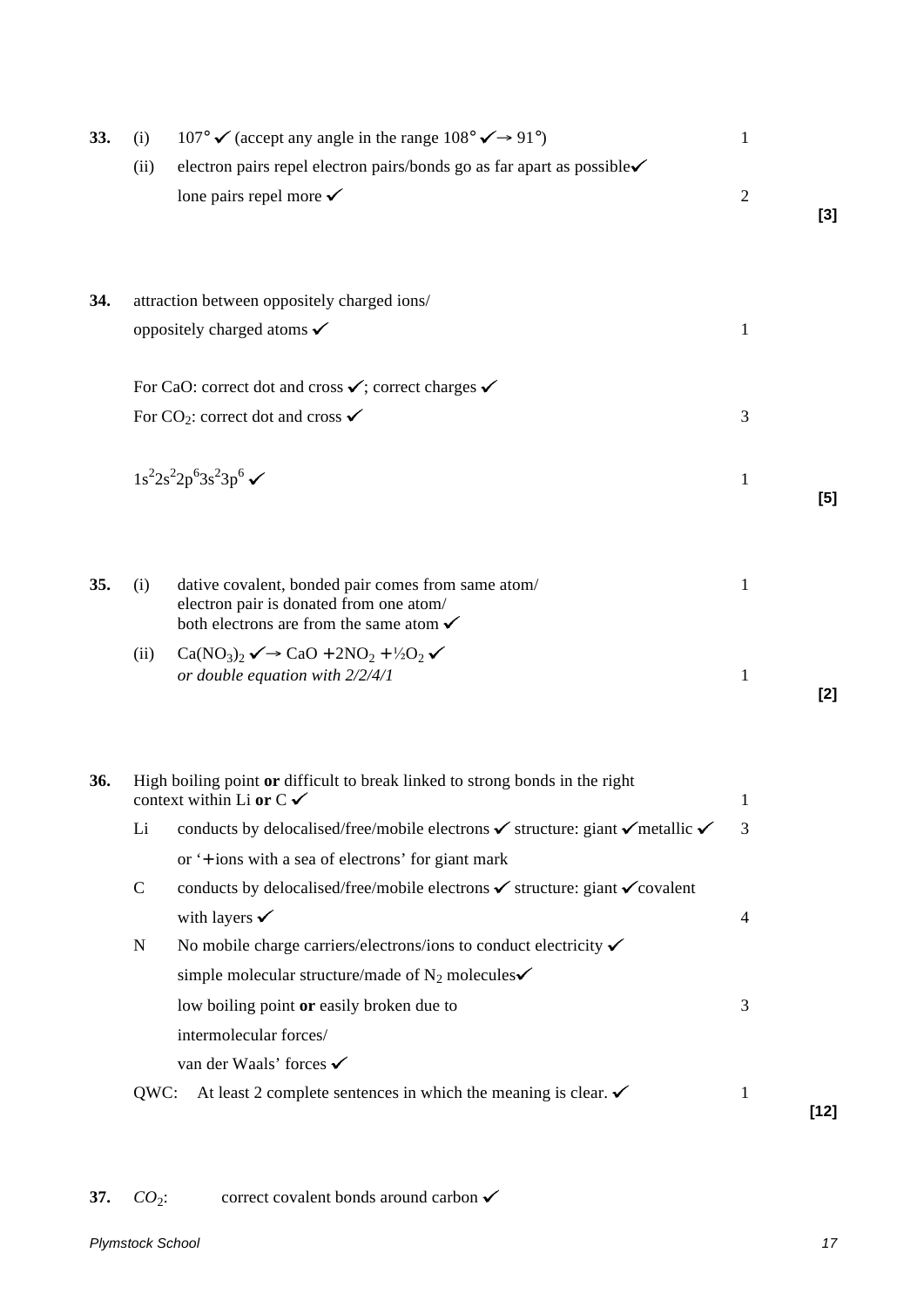**33.** (i) 107° ✓ (accept any angle in the range 108° ✓→ 91°) 1

(ii) electron pairs repel electron pairs/bonds go as far apart as possible✓

lone pairs repel more ✓ 2

**[3]**

**34.** attraction between oppositely charged ions/

oppositely charged atoms ✓ 1

For CaO: correct dot and cross ✓; correct charges ✓

For $CO_2$: correct dot and cross ✓ 3

$1s^2 2s^2 2p^6 3s^2 3p^6$ ✓ 1

**[5]**

**35.** (i) dative covalent, bonded pair comes from same atom/
electron pair is donated from one atom/
both electrons are from the same atom ✓ 1

(ii) $Ca(NO_3)_2$ ✓→ $CaO + 2NO_2 + \frac{1}{2}O_2$ ✓
*or double equation with 2/2/4/1* 1

**[2]**

**36.** High boiling point **or** difficult to break linked to strong bonds in the right context within Li **or** C ✓ 1

Li conducts by delocalised/free/mobile electrons ✓ structure: giant ✓metallic ✓ 3

or '+ ions with a sea of electrons' for giant mark

C conducts by delocalised/free/mobile electrons ✓ structure: giant ✓covalent

with layers ✓ 4

N No mobile charge carriers/electrons/ions to conduct electricity ✓

simple molecular structure/made of $N_2$ molecules✓

low boiling point **or** easily broken due to 3

intermolecular forces/

van der Waals' forces ✓

QWC: At least 2 complete sentences in which the meaning is clear. ✓ 1

**[12]**

**37.** *$CO_2$*: correct covalent bonds around carbon ✓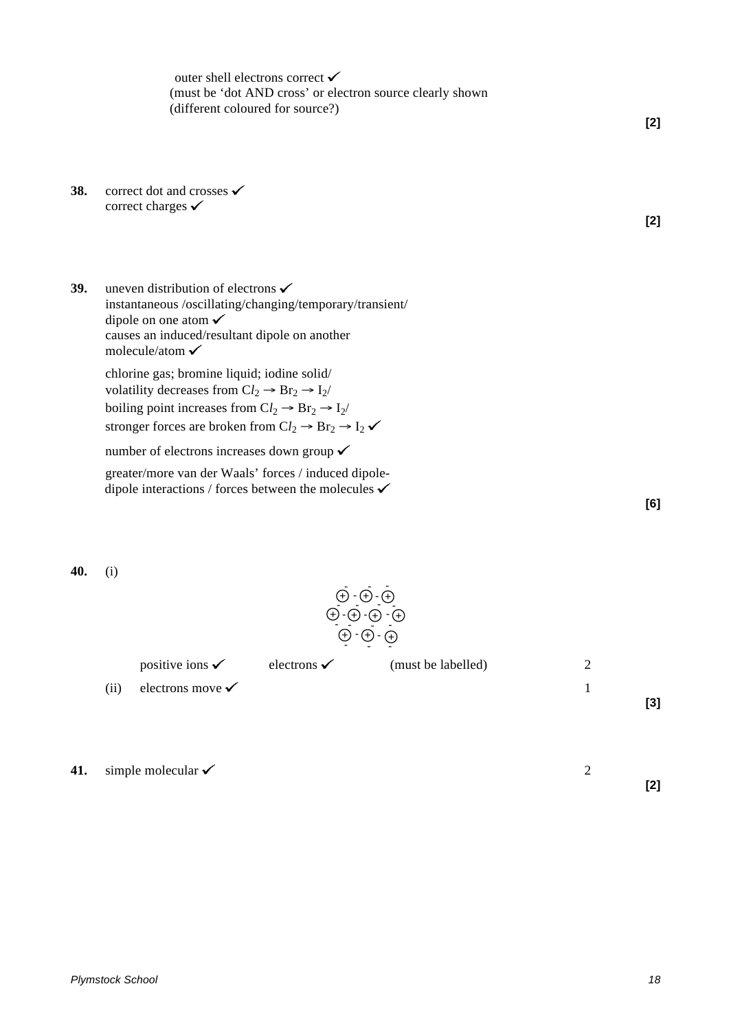outer shell electrons correct ✓
(must be 'dot AND cross' or electron source clearly shown
(different coloured for source?)

**[2]**

**38.** correct dot and crosses ✓
correct charges ✓

**[2]**

**39.** uneven distribution of electrons ✓
instantaneous /oscillating/changing/temporary/transient/
dipole on one atom ✓
causes an induced/resultant dipole on another
molecule/atom ✓

chlorine gas; bromine liquid; iodine solid/
volatility decreases from $Cl_2 \rightarrow Br_2 \rightarrow I_2$/
boiling point increases from $Cl_2 \rightarrow Br_2 \rightarrow I_2$/
stronger forces are broken from $Cl_2 \rightarrow Br_2 \rightarrow I_2$ ✓

number of electrons increases down group ✓

greater/more van der Waals' forces / induced dipole-
dipole interactions / forces between the molecules ✓

**[6]**

**40.** (i)

| | | | |
|---|---|---|---|
| positive ions ✓ | electrons ✓ | (must be labelled) | 2 |

(ii) electrons move ✓ 1

**[3]**

**41.** simple molecular ✓ 2

**[2]**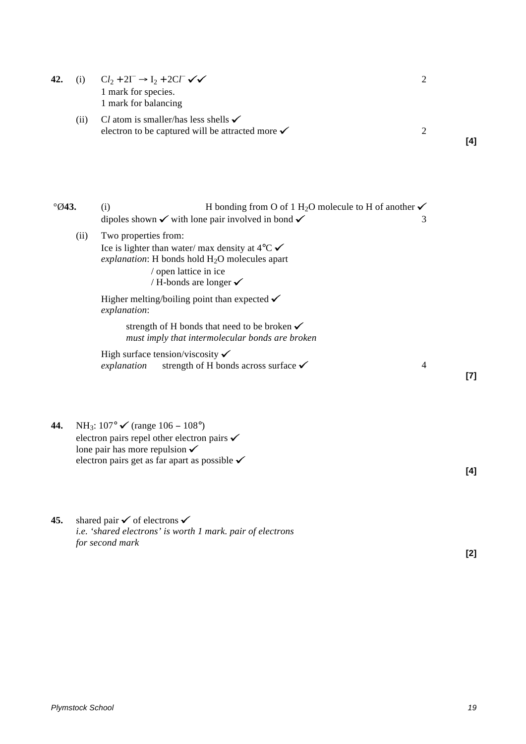**42.** (i) $Cl_2 + 2I^- \rightarrow I_2 + 2Cl^-$ ✓✓ 2
1 mark for species.
1 mark for balancing

(ii) Cl atom is smaller/has less shells ✓
electron to be captured will be attracted more ✓ 2

**[4]**

°Ø**43.** (i) H bonding from O of 1 $H_2O$ molecule to H of another ✓
dipoles shown ✓ with lone pair involved in bond ✓ 3

(ii) Two properties from:
Ice is lighter than water/ max density at 4°C ✓
*explanation*: H bonds hold $H_2O$ molecules apart
/ open lattice in ice
/ H-bonds are longer ✓

Higher melting/boiling point than expected ✓
*explanation*:

strength of H bonds that need to be broken ✓
*must imply that intermolecular bonds are broken*

High surface tension/viscosity ✓
*explanation* strength of H bonds across surface ✓ 4

**[7]**

**44.** $NH_3$: 107° ✓ (range 106 – 108°)
electron pairs repel other electron pairs ✓
lone pair has more repulsion ✓
electron pairs get as far apart as possible ✓

**[4]**

**45.** shared pair ✓ of electrons ✓
*i.e. 'shared electrons' is worth 1 mark. pair of electrons for second mark*

**[2]**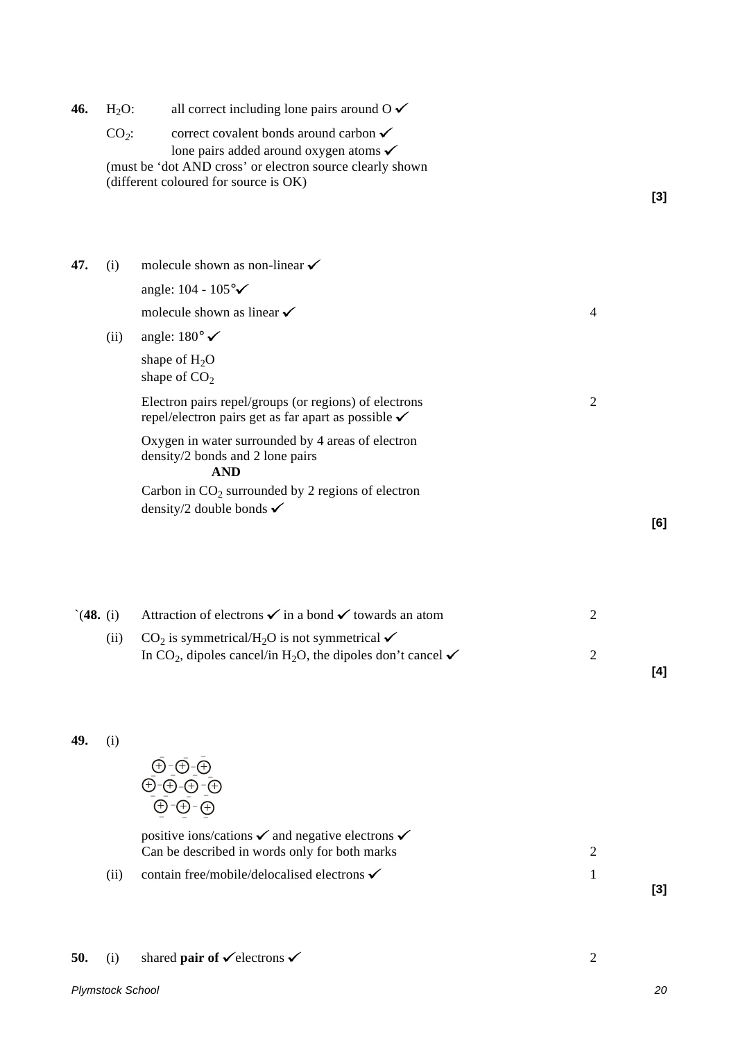**46.** $H_2O$: all correct including lone pairs around O ✓

$CO_2$: correct covalent bonds around carbon ✓
lone pairs added around oxygen atoms ✓
(must be 'dot AND cross' or electron source clearly shown
(different coloured for source is OK)

**[3]**

**47.** (i) molecule shown as non-linear ✓

angle: 104 - 105°✓

molecule shown as linear ✓ 4

(ii) angle: 180° ✓

shape of $H_2O$
shape of $CO_2$

Electron pairs repel/groups (or regions) of electrons repel/electron pairs get as far apart as possible ✓ 2

Oxygen in water surrounded by 4 areas of electron density/2 bonds and 2 lone pairs

**AND**

Carbon in $CO_2$ surrounded by 2 regions of electron density/2 double bonds ✓

**[6]**

`(**48.** (i) Attraction of electrons ✓ in a bond ✓ towards an atom 2

(ii) $CO_2$ is symmetrical/$H_2O$ is not symmetrical ✓
In $CO_2$, dipoles cancel/in $H_2O$, the dipoles don't cancel ✓ 2

**[4]**

**49.** (i)

```
 ⊕ ⁻ ⊕ ⁻ ⊕
⊕ ⁻ ⊕ ⁻ ⊕ ⁻ ⊕
 ⊕ ⁻ ⊕ ⁻ ⊕
```

positive ions/cations ✓ and negative electrons ✓
Can be described in words only for both marks 2

(ii) contain free/mobile/delocalised electrons ✓ 1

**[3]**

**50.** (i) shared **pair of** ✓electrons ✓ 2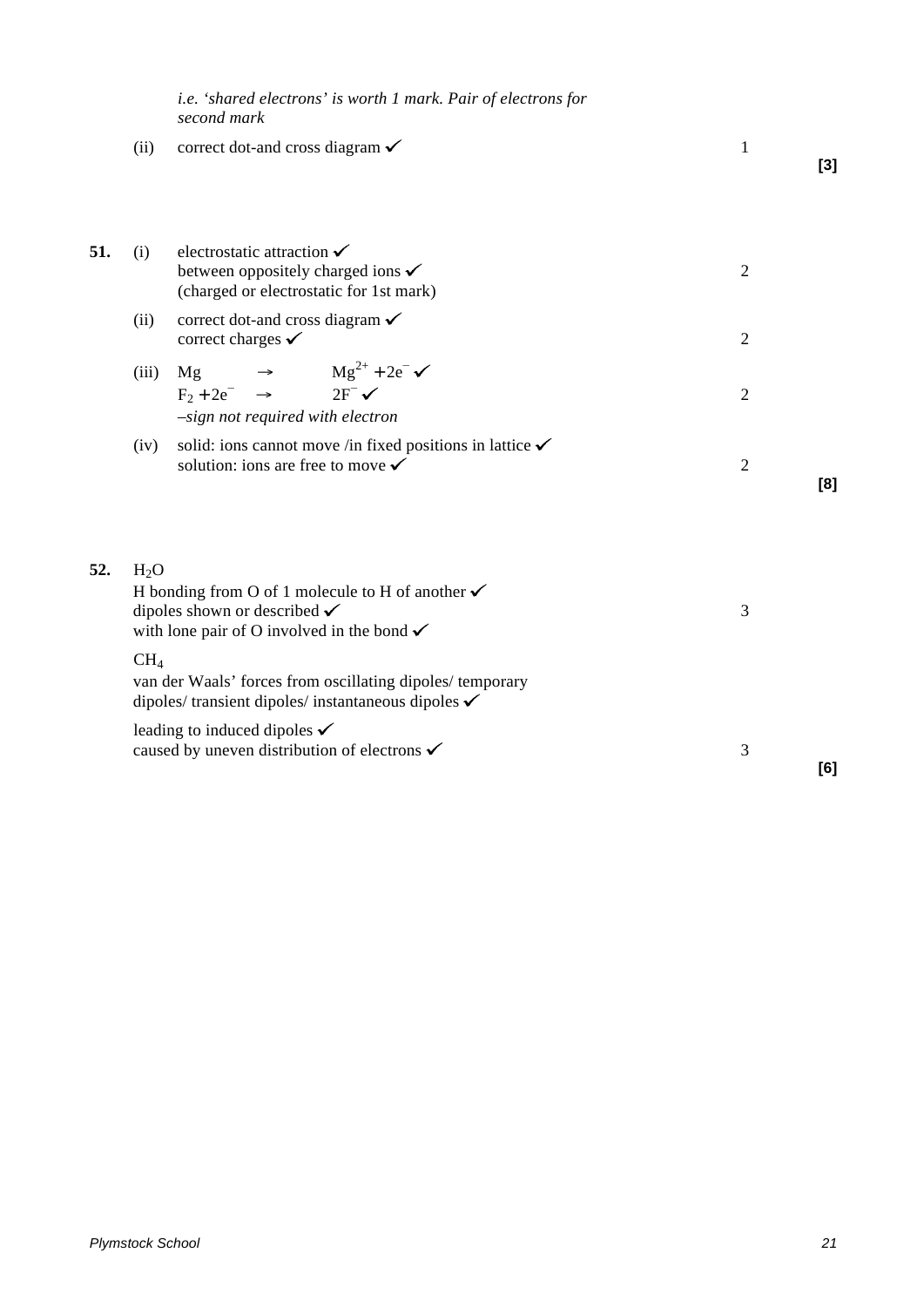*i.e. 'shared electrons' is worth 1 mark. Pair of electrons for second mark*

(ii) correct dot-and cross diagram ✓ — 1

**[3]**

**51.** (i) electrostatic attraction ✓
between oppositely charged ions ✓ — 2
(charged or electrostatic for 1st mark)

(ii) correct dot-and cross diagram ✓
correct charges ✓ — 2

(iii) $Mg \rightarrow Mg^{2+} + 2e^{-}$ ✓
$F_2 + 2e^{-} \rightarrow 2F^{-}$ ✓ — 2
*–sign not required with electron*

(iv) solid: ions cannot move /in fixed positions in lattice ✓
solution: ions are free to move ✓ — 2

**[8]**

**52.** $H_2O$
H bonding from O of 1 molecule to H of another ✓
dipoles shown or described ✓ — 3
with lone pair of O involved in the bond ✓

$CH_4$
van der Waals' forces from oscillating dipoles/ temporary dipoles/ transient dipoles/ instantaneous dipoles ✓

leading to induced dipoles ✓
caused by uneven distribution of electrons ✓ — 3

**[6]**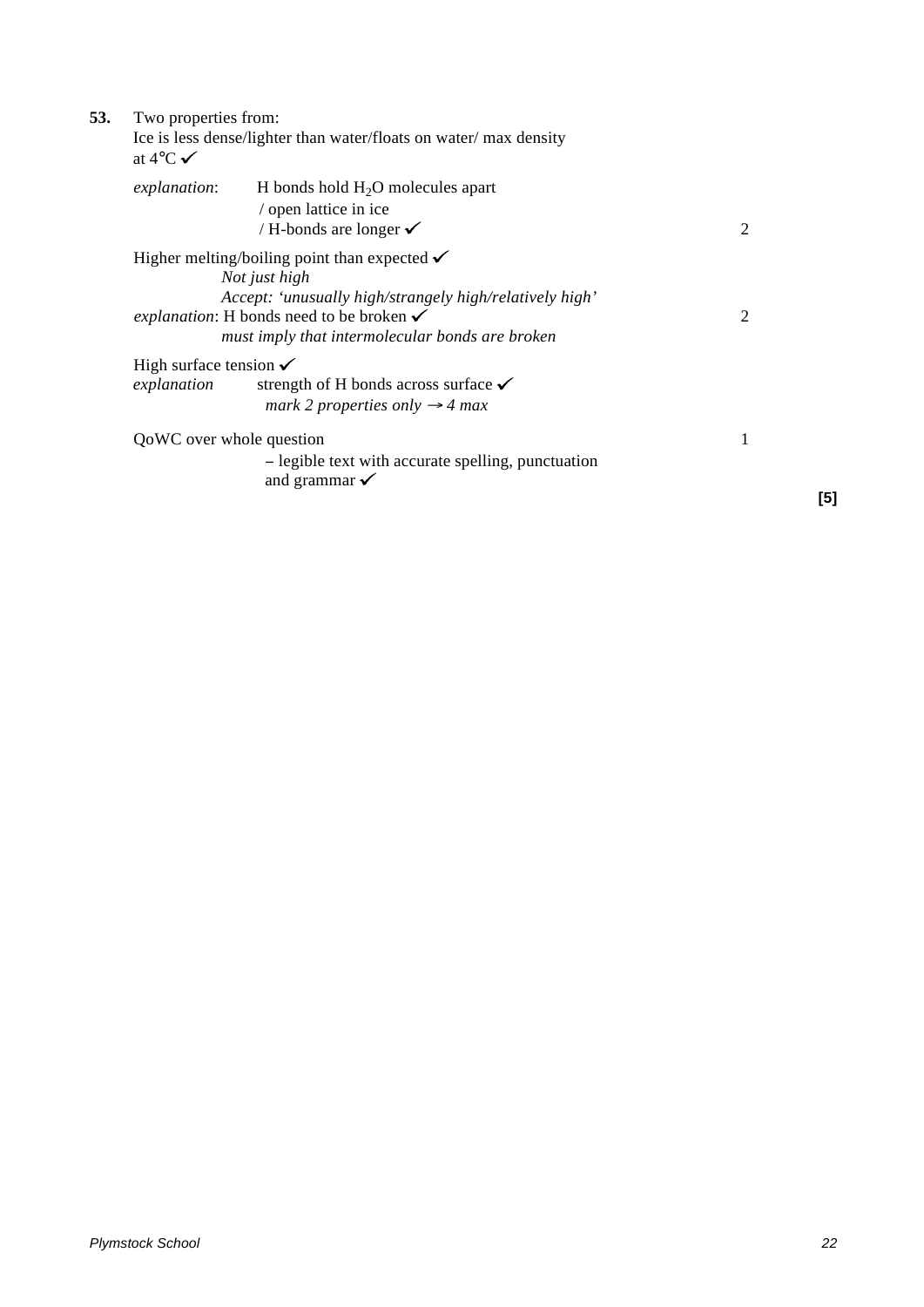**53.** Two properties from:

Ice is less dense/lighter than water/floats on water/ max density at 4°C ✓

*explanation*: H bonds hold $H_2O$ molecules apart / open lattice in ice / H-bonds are longer ✓ — 2

Higher melting/boiling point than expected ✓

*Not just high*

*Accept: 'unusually high/strangely high/relatively high'*

*explanation*: H bonds need to be broken ✓ — 2

*must imply that intermolecular bonds are broken*

High surface tension ✓

*explanation* strength of H bonds across surface ✓

*mark 2 properties only → 4 max*

QoWC over whole question — 1

– legible text with accurate spelling, punctuation and grammar ✓

**[5]**